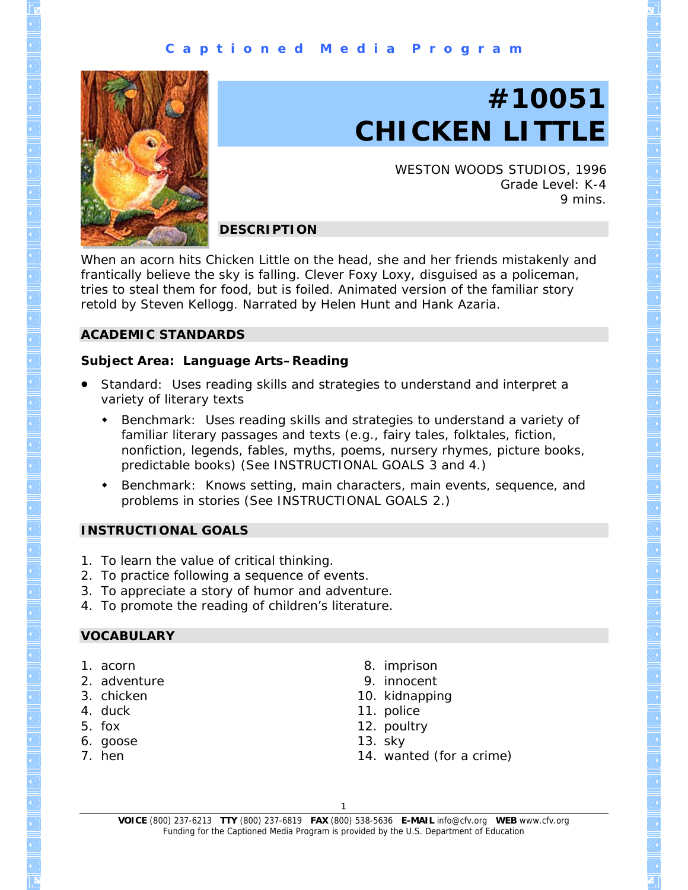Captioned Media Program

# #10051 CHICKEN LITTLE

WESTON WOODS STUDIOS, 1996
Grade Level: K-4
9 mins.

## DESCRIPTION

When an acorn hits Chicken Little on the head, she and her friends mistakenly and frantically believe the sky is falling. Clever Foxy Loxy, disguised as a policeman, tries to steal them for food, but is foiled. Animated version of the familiar story retold by Steven Kellogg. Narrated by Helen Hunt and Hank Azaria.

## ACADEMIC STANDARDS

### Subject Area: Language Arts–Reading

- Standard: Uses reading skills and strategies to understand and interpret a variety of literary texts
  - Benchmark: Uses reading skills and strategies to understand a variety of familiar literary passages and texts (e.g., fairy tales, folktales, fiction, nonfiction, legends, fables, myths, poems, nursery rhymes, picture books, predictable books) (See INSTRUCTIONAL GOALS 3 and 4.)
  - Benchmark: Knows setting, main characters, main events, sequence, and problems in stories (See INSTRUCTIONAL GOALS 2.)

## INSTRUCTIONAL GOALS

1. To learn the value of critical thinking.
2. To practice following a sequence of events.
3. To appreciate a story of humor and adventure.
4. To promote the reading of children's literature.

## VOCABULARY

1. acorn
2. adventure
3. chicken
4. duck
5. fox
6. goose
7. hen
8. imprison
9. innocent
10. kidnapping
11. police
12. poultry
13. sky
14. wanted (for a crime)

**VOICE** (800) 237-6213 **TTY** (800) 237-6819 **FAX** (800) 538-5636 **E-MAIL** info@cfv.org **WEB** www.cfv.org
Funding for the Captioned Media Program is provided by the U.S. Department of Education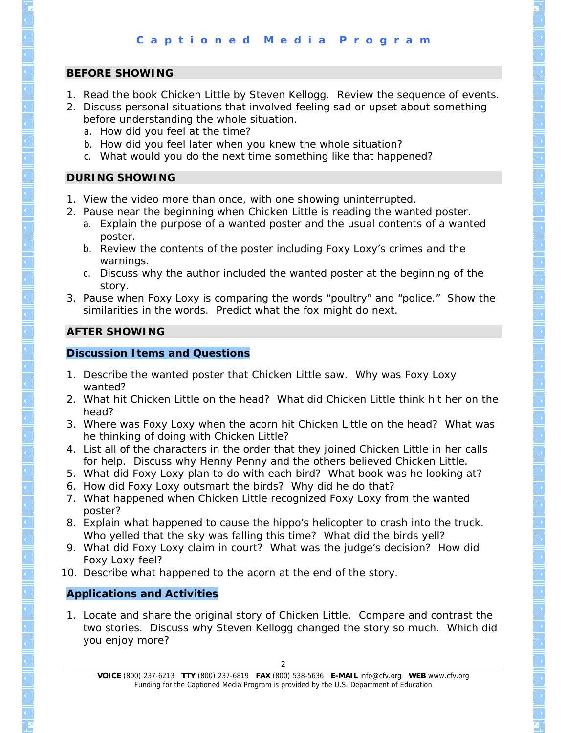## BEFORE SHOWING

1. Read the book Chicken Little by Steven Kellogg. Review the sequence of events.
2. Discuss personal situations that involved feeling sad or upset about something before understanding the whole situation.
   a. How did you feel at the time?
   b. How did you feel later when you knew the whole situation?
   c. What would you do the next time something like that happened?

## DURING SHOWING

1. View the video more than once, with one showing uninterrupted.
2. Pause near the beginning when Chicken Little is reading the wanted poster.
   a. Explain the purpose of a wanted poster and the usual contents of a wanted poster.
   b. Review the contents of the poster including Foxy Loxy's crimes and the warnings.
   c. Discuss why the author included the wanted poster at the beginning of the story.
3. Pause when Foxy Loxy is comparing the words "poultry" and "police." Show the similarities in the words. Predict what the fox might do next.

## AFTER SHOWING

### Discussion Items and Questions

1. Describe the wanted poster that Chicken Little saw. Why was Foxy Loxy wanted?
2. What hit Chicken Little on the head? What did Chicken Little think hit her on the head?
3. Where was Foxy Loxy when the acorn hit Chicken Little on the head? What was he thinking of doing with Chicken Little?
4. List all of the characters in the order that they joined Chicken Little in her calls for help. Discuss why Henny Penny and the others believed Chicken Little.
5. What did Foxy Loxy plan to do with each bird? What book was he looking at?
6. How did Foxy Loxy outsmart the birds? Why did he do that?
7. What happened when Chicken Little recognized Foxy Loxy from the wanted poster?
8. Explain what happened to cause the hippo's helicopter to crash into the truck. Who yelled that the sky was falling this time? What did the birds yell?
9. What did Foxy Loxy claim in court? What was the judge's decision? How did Foxy Loxy feel?
10. Describe what happened to the acorn at the end of the story.

### Applications and Activities

1. Locate and share the original story of Chicken Little. Compare and contrast the two stories. Discuss why Steven Kellogg changed the story so much. Which did you enjoy more?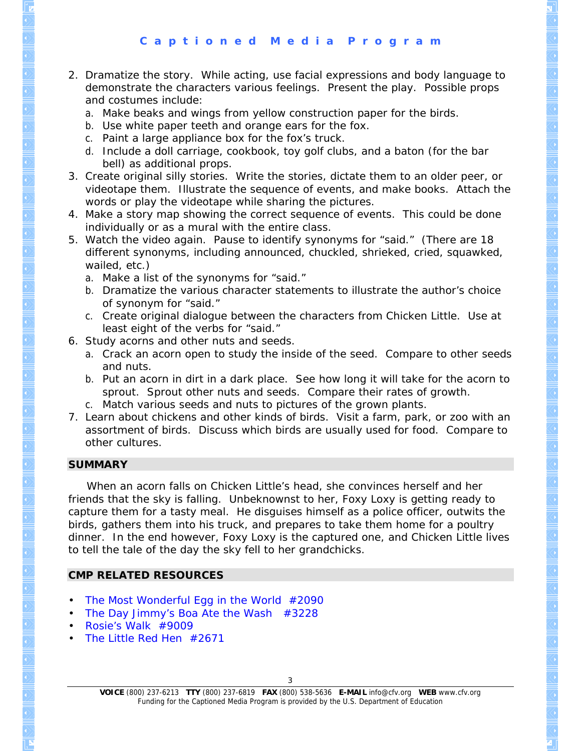2. Dramatize the story. While acting, use facial expressions and body language to demonstrate the characters various feelings. Present the play. Possible props and costumes include:
   a. Make beaks and wings from yellow construction paper for the birds.
   b. Use white paper teeth and orange ears for the fox.
   c. Paint a large appliance box for the fox's truck.
   d. Include a doll carriage, cookbook, toy golf clubs, and a baton (for the bar bell) as additional props.
3. Create original silly stories. Write the stories, dictate them to an older peer, or videotape them. Illustrate the sequence of events, and make books. Attach the words or play the videotape while sharing the pictures.
4. Make a story map showing the correct sequence of events. This could be done individually or as a mural with the entire class.
5. Watch the video again. Pause to identify synonyms for "said." (There are 18 different synonyms, including announced, chuckled, shrieked, cried, squawked, wailed, etc.)
   a. Make a list of the synonyms for "said."
   b. Dramatize the various character statements to illustrate the author's choice of synonym for "said."
   c. Create original dialogue between the characters from Chicken Little. Use at least eight of the verbs for "said."
6. Study acorns and other nuts and seeds.
   a. Crack an acorn open to study the inside of the seed. Compare to other seeds and nuts.
   b. Put an acorn in dirt in a dark place. See how long it will take for the acorn to sprout. Sprout other nuts and seeds. Compare their rates of growth.
   c. Match various seeds and nuts to pictures of the grown plants.
7. Learn about chickens and other kinds of birds. Visit a farm, park, or zoo with an assortment of birds. Discuss which birds are usually used for food. Compare to other cultures.

## SUMMARY

When an acorn falls on Chicken Little's head, she convinces herself and her friends that the sky is falling. Unbeknownst to her, Foxy Loxy is getting ready to capture them for a tasty meal. He disguises himself as a police officer, outwits the birds, gathers them into his truck, and prepares to take them home for a poultry dinner. In the end however, Foxy Loxy is the captured one, and Chicken Little lives to tell the tale of the day the sky fell to her grandchicks.

## CMP RELATED RESOURCES

- The Most Wonderful Egg in the World #2090
- The Day Jimmy's Boa Ate the Wash #3228
- Rosie's Walk #9009
- The Little Red Hen #2671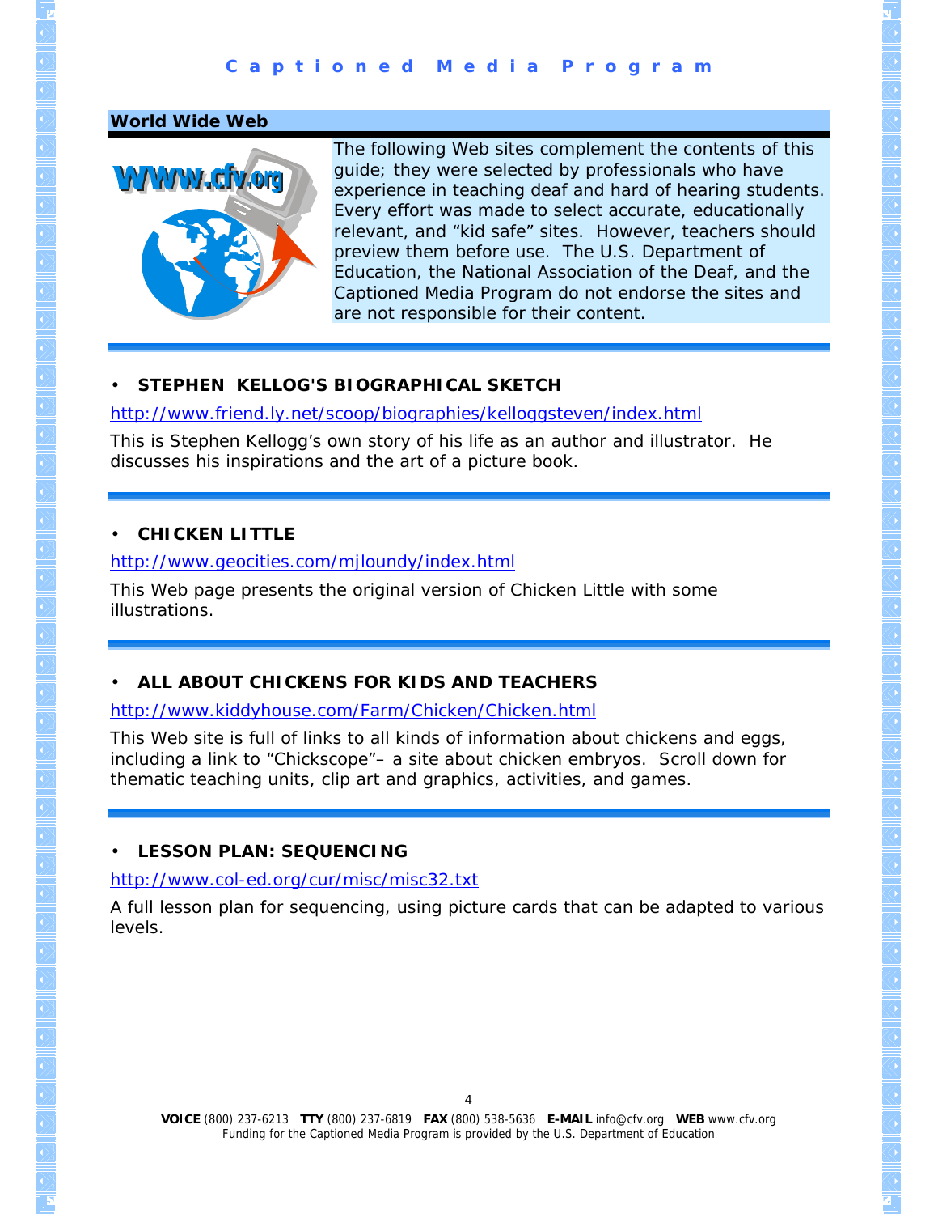## World Wide Web

The following Web sites complement the contents of this guide; they were selected by professionals who have experience in teaching deaf and hard of hearing students. Every effort was made to select accurate, educationally relevant, and "kid safe" sites. However, teachers should preview them before use. The U.S. Department of Education, the National Association of the Deaf, and the Captioned Media Program do not endorse the sites and are not responsible for their content.

- **STEPHEN KELLOG'S BIOGRAPHICAL SKETCH**

http://www.friend.ly.net/scoop/biographies/kelloggsteven/index.html

This is Stephen Kellogg's own story of his life as an author and illustrator. He discusses his inspirations and the art of a picture book.

- **CHICKEN LITTLE**

http://www.geocities.com/mjloundy/index.html

This Web page presents the original version of Chicken Little with some illustrations.

- **ALL ABOUT CHICKENS FOR KIDS AND TEACHERS**

http://www.kiddyhouse.com/Farm/Chicken/Chicken.html

This Web site is full of links to all kinds of information about chickens and eggs, including a link to "Chickscope"– a site about chicken embryos. Scroll down for thematic teaching units, clip art and graphics, activities, and games.

- **LESSON PLAN: SEQUENCING**

http://www.col-ed.org/cur/misc/misc32.txt

A full lesson plan for sequencing, using picture cards that can be adapted to various levels.